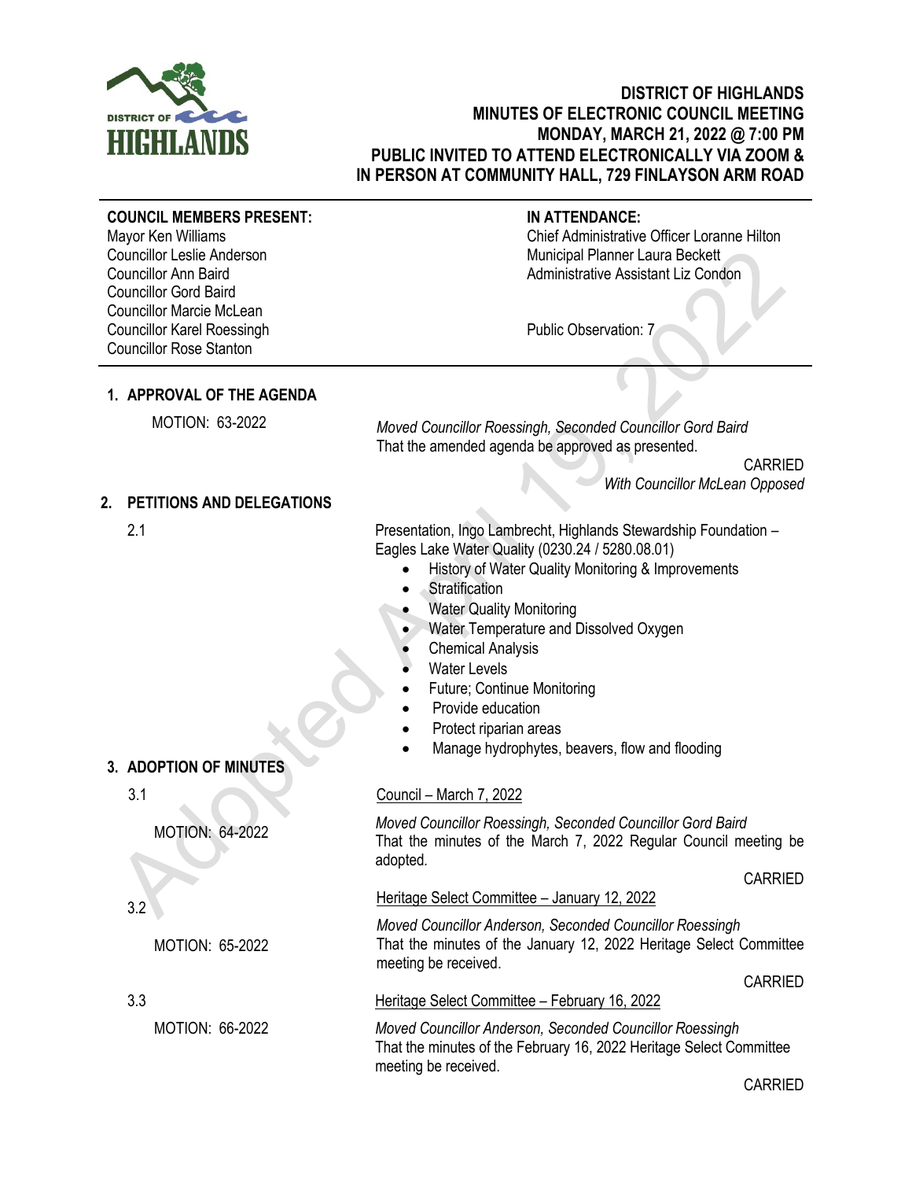# DISTRICT OF HIGHLANDS
## MINUTES OF ELECTRONIC COUNCIL MEETING
## MONDAY, MARCH 21, 2022 @ 7:00 PM
## PUBLIC INVITED TO ATTEND ELECTRONICALLY VIA ZOOM & IN PERSON AT COMMUNITY HALL, 729 FINLAYSON ARM ROAD

**COUNCIL MEMBERS PRESENT:**
Mayor Ken Williams
Councillor Leslie Anderson
Councillor Ann Baird
Councillor Gord Baird
Councillor Marcie McLean
Councillor Karel Roessingh
Councillor Rose Stanton

**IN ATTENDANCE:**
Chief Administrative Officer Loranne Hilton
Municipal Planner Laura Beckett
Administrative Assistant Liz Condon

Public Observation: 7

## 1. APPROVAL OF THE AGENDA

MOTION: 63-2022

*Moved Councillor Roessingh, Seconded Councillor Gord Baird*
That the amended agenda be approved as presented.

CARRIED
*With Councillor McLean Opposed*

## 2. PETITIONS AND DELEGATIONS

2.1 Presentation, Ingo Lambrecht, Highlands Stewardship Foundation – Eagles Lake Water Quality (0230.24 / 5280.08.01)

- History of Water Quality Monitoring & Improvements
- Stratification
- Water Quality Monitoring
- Water Temperature and Dissolved Oxygen
- Chemical Analysis
- Water Levels
- Future; Continue Monitoring
- Provide education
- Protect riparian areas
- Manage hydrophytes, beavers, flow and flooding

## 3. ADOPTION OF MINUTES

3.1 Council – March 7, 2022

MOTION: 64-2022

*Moved Councillor Roessingh, Seconded Councillor Gord Baird*
That the minutes of the March 7, 2022 Regular Council meeting be adopted.

CARRIED

3.2 Heritage Select Committee – January 12, 2022

MOTION: 65-2022

*Moved Councillor Anderson, Seconded Councillor Roessingh*
That the minutes of the January 12, 2022 Heritage Select Committee meeting be received.

CARRIED

3.3 Heritage Select Committee – February 16, 2022

MOTION: 66-2022

*Moved Councillor Anderson, Seconded Councillor Roessingh*
That the minutes of the February 16, 2022 Heritage Select Committee meeting be received.

CARRIED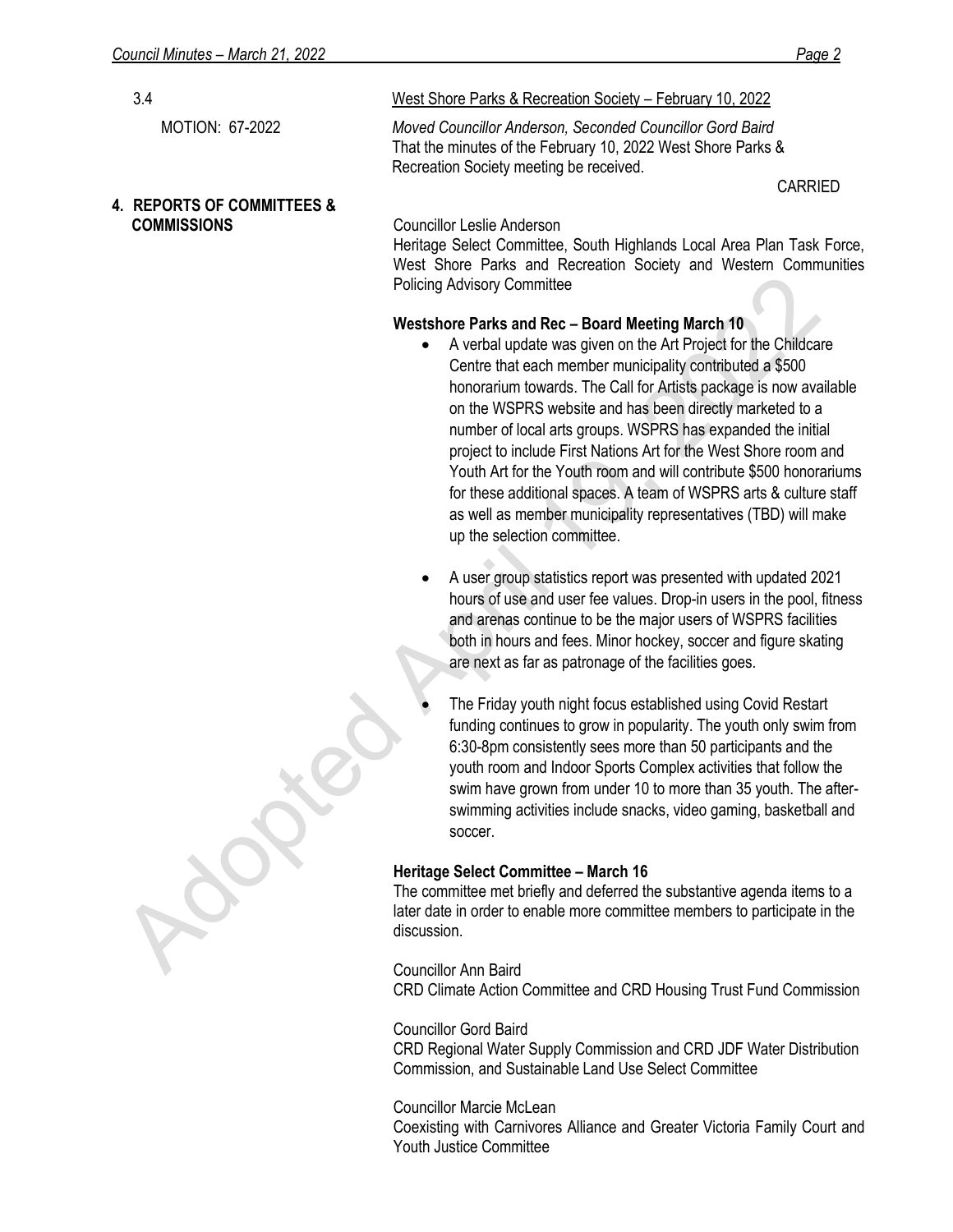3.4 West Shore Parks & Recreation Society – February 10, 2022

MOTION: 67-2022

*Moved Councillor Anderson, Seconded Councillor Gord Baird*
That the minutes of the February 10, 2022 West Shore Parks & Recreation Society meeting be received.

CARRIED

## 4. REPORTS OF COMMITTEES & COMMISSIONS

Councillor Leslie Anderson
Heritage Select Committee, South Highlands Local Area Plan Task Force, West Shore Parks and Recreation Society and Western Communities Policing Advisory Committee

**Westshore Parks and Rec – Board Meeting March 10**

- A verbal update was given on the Art Project for the Childcare Centre that each member municipality contributed a $500 honorarium towards. The Call for Artists package is now available on the WSPRS website and has been directly marketed to a number of local arts groups. WSPRS has expanded the initial project to include First Nations Art for the West Shore room and Youth Art for the Youth room and will contribute $500 honorariums for these additional spaces. A team of WSPRS arts & culture staff as well as member municipality representatives (TBD) will make up the selection committee.
- A user group statistics report was presented with updated 2021 hours of use and user fee values. Drop-in users in the pool, fitness and arenas continue to be the major users of WSPRS facilities both in hours and fees. Minor hockey, soccer and figure skating are next as far as patronage of the facilities goes.
- The Friday youth night focus established using Covid Restart funding continues to grow in popularity. The youth only swim from 6:30-8pm consistently sees more than 50 participants and the youth room and Indoor Sports Complex activities that follow the swim have grown from under 10 to more than 35 youth. The after-swimming activities include snacks, video gaming, basketball and soccer.

**Heritage Select Committee – March 16**

The committee met briefly and deferred the substantive agenda items to a later date in order to enable more committee members to participate in the discussion.

Councillor Ann Baird
CRD Climate Action Committee and CRD Housing Trust Fund Commission

Councillor Gord Baird
CRD Regional Water Supply Commission and CRD JDF Water Distribution Commission, and Sustainable Land Use Select Committee

Councillor Marcie McLean
Coexisting with Carnivores Alliance and Greater Victoria Family Court and Youth Justice Committee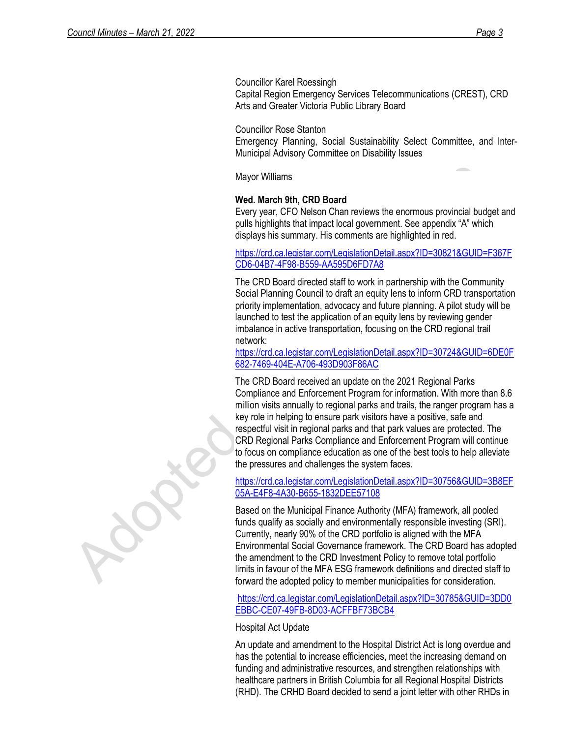Councillor Karel Roessingh
Capital Region Emergency Services Telecommunications (CREST), CRD Arts and Greater Victoria Public Library Board

Councillor Rose Stanton
Emergency Planning, Social Sustainability Select Committee, and Inter-Municipal Advisory Committee on Disability Issues

Mayor Williams

**Wed. March 9th, CRD Board**
Every year, CFO Nelson Chan reviews the enormous provincial budget and pulls highlights that impact local government. See appendix "A" which displays his summary. His comments are highlighted in red.

https://crd.ca.legistar.com/LegislationDetail.aspx?ID=30821&GUID=F367FCD6-04B7-4F98-B559-AA595D6FD7A8

The CRD Board directed staff to work in partnership with the Community Social Planning Council to draft an equity lens to inform CRD transportation priority implementation, advocacy and future planning. A pilot study will be launched to test the application of an equity lens by reviewing gender imbalance in active transportation, focusing on the CRD regional trail network:
https://crd.ca.legistar.com/LegislationDetail.aspx?ID=30724&GUID=6DE0F682-7469-404E-A706-493D903F86AC

The CRD Board received an update on the 2021 Regional Parks Compliance and Enforcement Program for information. With more than 8.6 million visits annually to regional parks and trails, the ranger program has a key role in helping to ensure park visitors have a positive, safe and respectful visit in regional parks and that park values are protected. The CRD Regional Parks Compliance and Enforcement Program will continue to focus on compliance education as one of the best tools to help alleviate the pressures and challenges the system faces.

https://crd.ca.legistar.com/LegislationDetail.aspx?ID=30756&GUID=3B8EF05A-E4F8-4A30-B655-1832DEE57108

Based on the Municipal Finance Authority (MFA) framework, all pooled funds qualify as socially and environmentally responsible investing (SRI). Currently, nearly 90% of the CRD portfolio is aligned with the MFA Environmental Social Governance framework. The CRD Board has adopted the amendment to the CRD Investment Policy to remove total portfolio limits in favour of the MFA ESG framework definitions and directed staff to forward the adopted policy to member municipalities for consideration.

https://crd.ca.legistar.com/LegislationDetail.aspx?ID=30785&GUID=3DD0EBBC-CE07-49FB-8D03-ACFFBF73BCB4

Hospital Act Update

An update and amendment to the Hospital District Act is long overdue and has the potential to increase efficiencies, meet the increasing demand on funding and administrative resources, and strengthen relationships with healthcare partners in British Columbia for all Regional Hospital Districts (RHD). The CRHD Board decided to send a joint letter with other RHDs in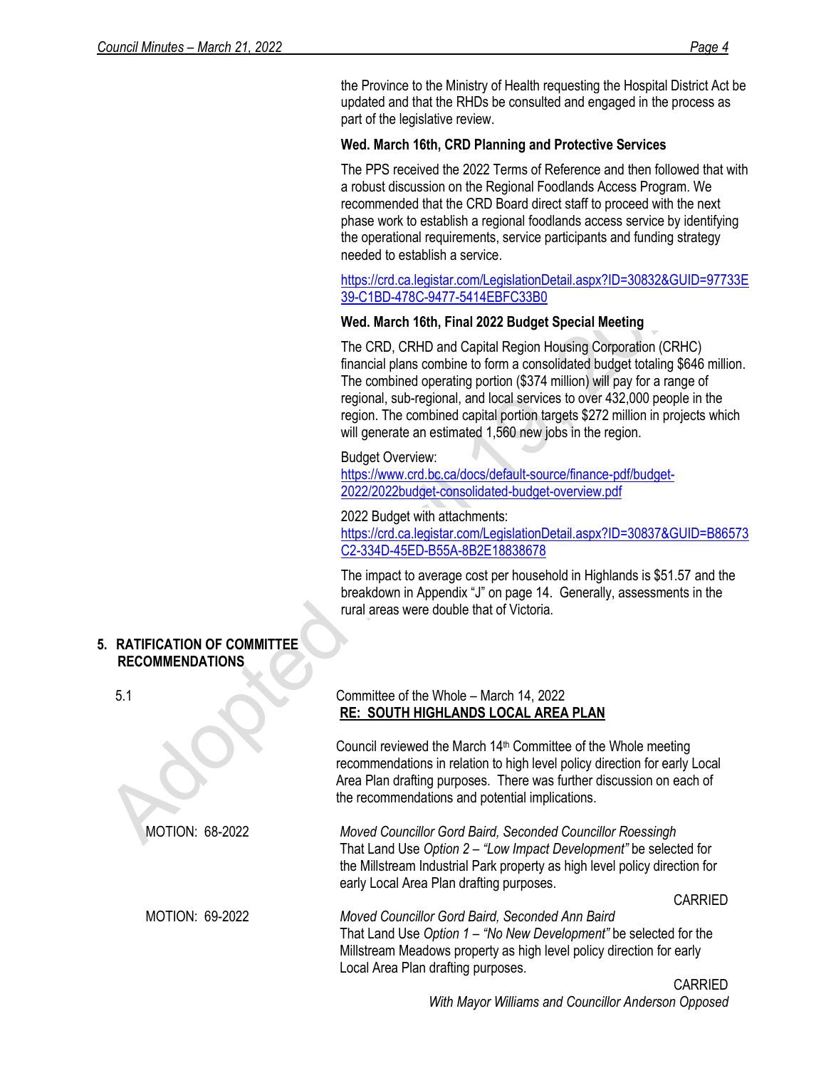the Province to the Ministry of Health requesting the Hospital District Act be updated and that the RHDs be consulted and engaged in the process as part of the legislative review.

**Wed. March 16th, CRD Planning and Protective Services**

The PPS received the 2022 Terms of Reference and then followed that with a robust discussion on the Regional Foodlands Access Program. We recommended that the CRD Board direct staff to proceed with the next phase work to establish a regional foodlands access service by identifying the operational requirements, service participants and funding strategy needed to establish a service.

https://crd.ca.legistar.com/LegislationDetail.aspx?ID=30832&GUID=97733E39-C1BD-478C-9477-5414EBFC33B0

**Wed. March 16th, Final 2022 Budget Special Meeting**

The CRD, CRHD and Capital Region Housing Corporation (CRHC) financial plans combine to form a consolidated budget totaling $646 million. The combined operating portion ($374 million) will pay for a range of regional, sub-regional, and local services to over 432,000 people in the region. The combined capital portion targets $272 million in projects which will generate an estimated 1,560 new jobs in the region.

Budget Overview:
https://www.crd.bc.ca/docs/default-source/finance-pdf/budget-2022/2022budget-consolidated-budget-overview.pdf

2022 Budget with attachments:
https://crd.ca.legistar.com/LegislationDetail.aspx?ID=30837&GUID=B86573C2-334D-45ED-B55A-8B2E18838678

The impact to average cost per household in Highlands is $51.57 and the breakdown in Appendix "J" on page 14. Generally, assessments in the rural areas were double that of Victoria.

## 5. RATIFICATION OF COMMITTEE RECOMMENDATIONS

5.1 Committee of the Whole – March 14, 2022
**RE: SOUTH HIGHLANDS LOCAL AREA PLAN**

Council reviewed the March 14th Committee of the Whole meeting recommendations in relation to high level policy direction for early Local Area Plan drafting purposes. There was further discussion on each of the recommendations and potential implications.

MOTION: 68-2022

*Moved Councillor Gord Baird, Seconded Councillor Roessingh*
That Land Use *Option 2 – "Low Impact Development"* be selected for the Millstream Industrial Park property as high level policy direction for early Local Area Plan drafting purposes.

CARRIED

MOTION: 69-2022

*Moved Councillor Gord Baird, Seconded Ann Baird*
That Land Use *Option 1 – "No New Development"* be selected for the Millstream Meadows property as high level policy direction for early Local Area Plan drafting purposes.

CARRIED
*With Mayor Williams and Councillor Anderson Opposed*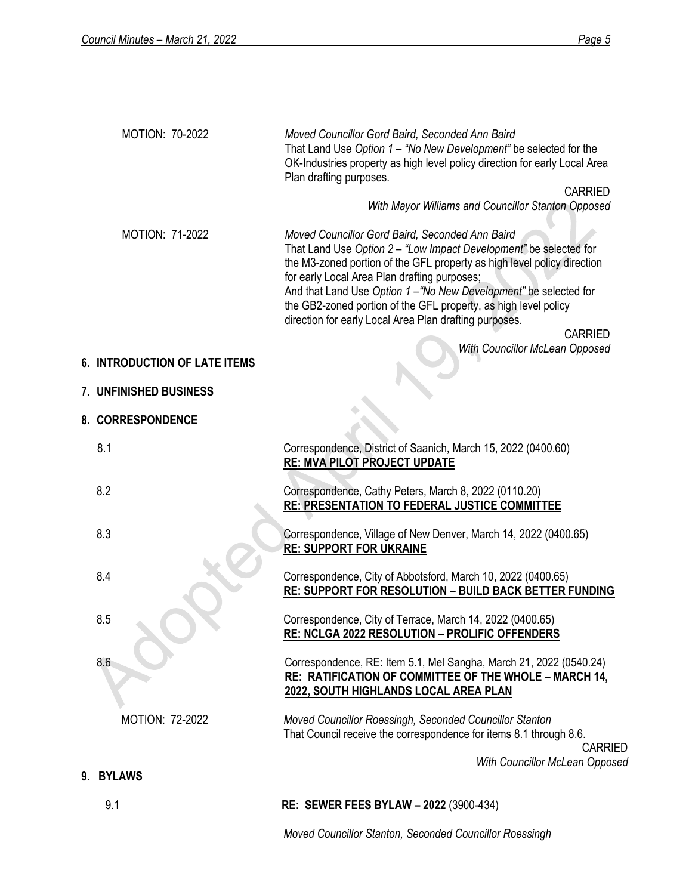MOTION: 70-2022

*Moved Councillor Gord Baird, Seconded Ann Baird*
That Land Use *Option 1 – "No New Development"* be selected for the OK-Industries property as high level policy direction for early Local Area Plan drafting purposes.

CARRIED
*With Mayor Williams and Councillor Stanton Opposed*

MOTION: 71-2022

*Moved Councillor Gord Baird, Seconded Ann Baird*
That Land Use *Option 2 – "Low Impact Development"* be selected for the M3-zoned portion of the GFL property as high level policy direction for early Local Area Plan drafting purposes;
And that Land Use *Option 1 –"No New Development"* be selected for the GB2-zoned portion of the GFL property, as high level policy direction for early Local Area Plan drafting purposes.

CARRIED
*With Councillor McLean Opposed*

## 6. INTRODUCTION OF LATE ITEMS

## 7. UNFINISHED BUSINESS

## 8. CORRESPONDENCE

8.1 Correspondence, District of Saanich, March 15, 2022 (0400.60)
**RE: MVA PILOT PROJECT UPDATE**

8.2 Correspondence, Cathy Peters, March 8, 2022 (0110.20)
**RE: PRESENTATION TO FEDERAL JUSTICE COMMITTEE**

8.3 Correspondence, Village of New Denver, March 14, 2022 (0400.65)
**RE: SUPPORT FOR UKRAINE**

8.4 Correspondence, City of Abbotsford, March 10, 2022 (0400.65)
**RE: SUPPORT FOR RESOLUTION – BUILD BACK BETTER FUNDING**

8.5 Correspondence, City of Terrace, March 14, 2022 (0400.65)
**RE: NCLGA 2022 RESOLUTION – PROLIFIC OFFENDERS**

8.6 Correspondence, RE: Item 5.1, Mel Sangha, March 21, 2022 (0540.24)
**RE: RATIFICATION OF COMMITTEE OF THE WHOLE – MARCH 14, 2022, SOUTH HIGHLANDS LOCAL AREA PLAN**

MOTION: 72-2022

*Moved Councillor Roessingh, Seconded Councillor Stanton*
That Council receive the correspondence for items 8.1 through 8.6.

CARRIED
*With Councillor McLean Opposed*

## 9. BYLAWS

9.1 **RE: SEWER FEES BYLAW – 2022** (3900-434)

*Moved Councillor Stanton, Seconded Councillor Roessingh*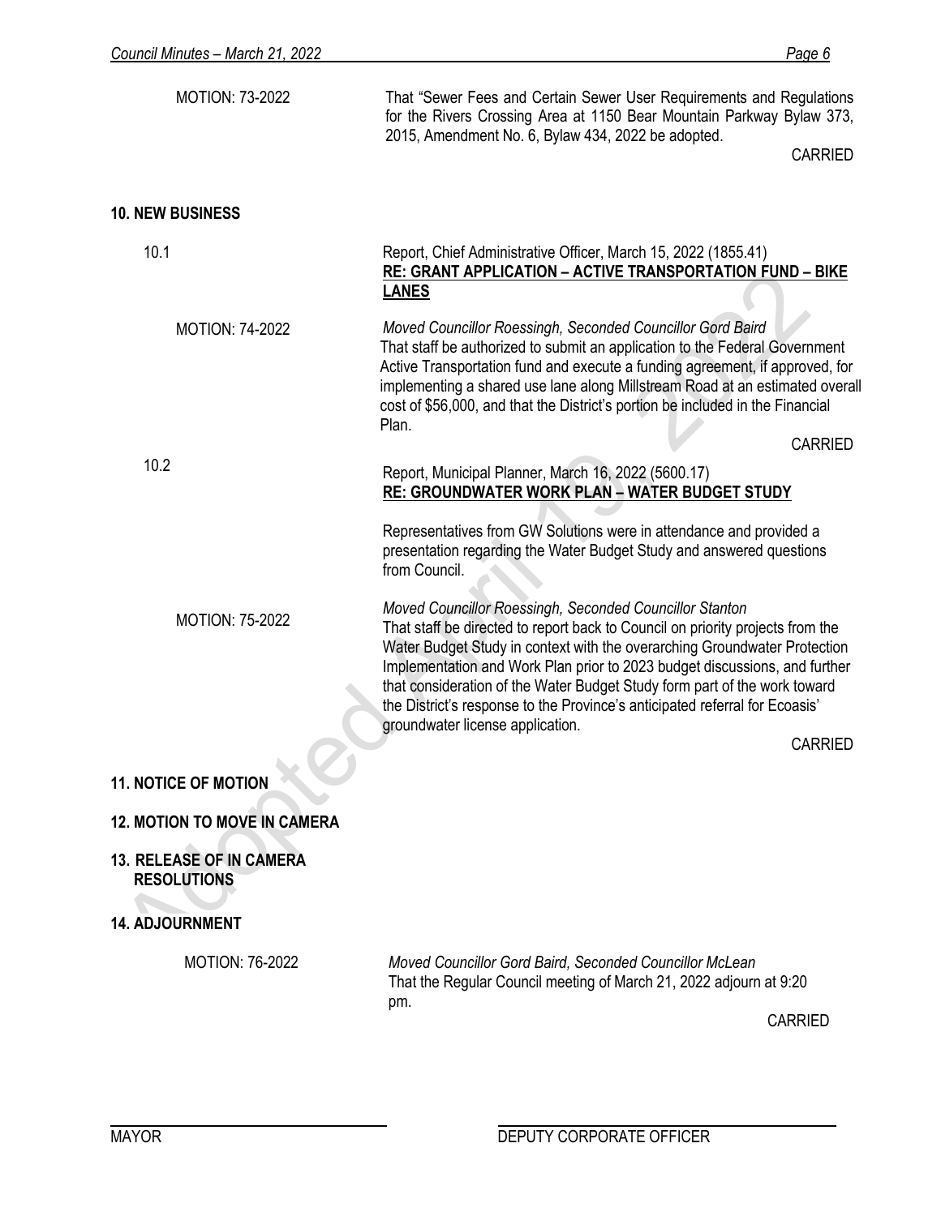MOTION: 73-2022

That "Sewer Fees and Certain Sewer User Requirements and Regulations for the Rivers Crossing Area at 1150 Bear Mountain Parkway Bylaw 373, 2015, Amendment No. 6, Bylaw 434, 2022 be adopted.

CARRIED

## 10. NEW BUSINESS

10.1 Report, Chief Administrative Officer, March 15, 2022 (1855.41)
**RE: GRANT APPLICATION – ACTIVE TRANSPORTATION FUND – BIKE LANES**

MOTION: 74-2022

*Moved Councillor Roessingh, Seconded Councillor Gord Baird*
That staff be authorized to submit an application to the Federal Government Active Transportation fund and execute a funding agreement, if approved, for implementing a shared use lane along Millstream Road at an estimated overall cost of $56,000, and that the District's portion be included in the Financial Plan.

CARRIED

10.2 Report, Municipal Planner, March 16, 2022 (5600.17)
**RE: GROUNDWATER WORK PLAN – WATER BUDGET STUDY**

Representatives from GW Solutions were in attendance and provided a presentation regarding the Water Budget Study and answered questions from Council.

MOTION: 75-2022

*Moved Councillor Roessingh, Seconded Councillor Stanton*
That staff be directed to report back to Council on priority projects from the Water Budget Study in context with the overarching Groundwater Protection Implementation and Work Plan prior to 2023 budget discussions, and further that consideration of the Water Budget Study form part of the work toward the District's response to the Province's anticipated referral for Ecoasis' groundwater license application.

CARRIED

## 11. NOTICE OF MOTION

## 12. MOTION TO MOVE IN CAMERA

## 13. RELEASE OF IN CAMERA RESOLUTIONS

## 14. ADJOURNMENT

MOTION: 76-2022

*Moved Councillor Gord Baird, Seconded Councillor McLean*
That the Regular Council meeting of March 21, 2022 adjourn at 9:20 pm.

CARRIED

MAYOR

DEPUTY CORPORATE OFFICER